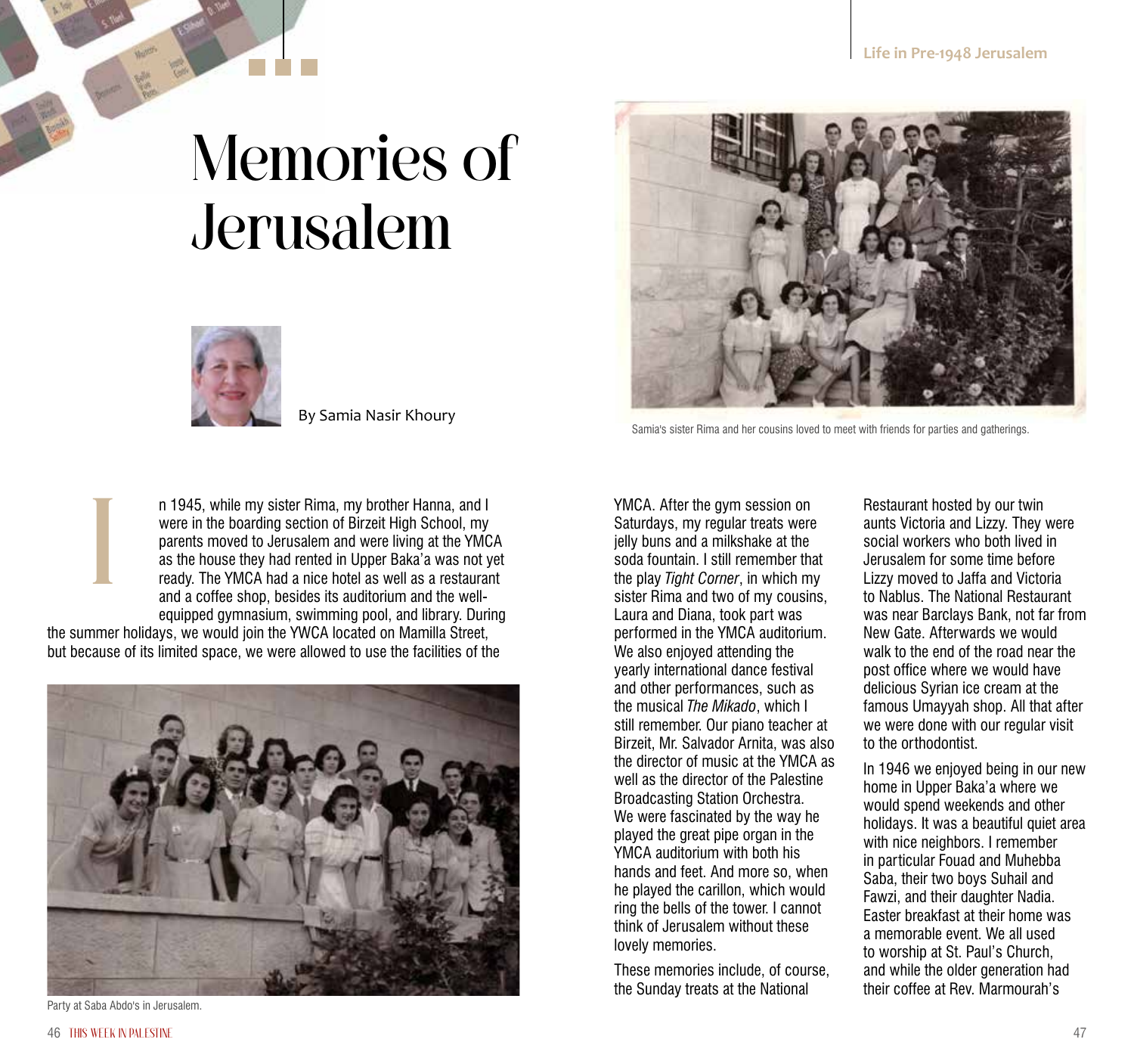# Memories of Jerusalem

By Samia Nasir Khoury

Samia's sister Rima and her cousins loved to meet with friends for parties and gatherings.

In 1945, while my sister Rima, my brother Hanna, and I were in the boarding section of Birzeit High School, my parents moved to Jerusalem and were living at the YMCA as the house they had rented in Upper Baka'a was not yet ready. The YMCA had a nice hotel as well as a restaurant and a coffee shop, besides its auditorium and the well-equipped gymnasium, swimming pool, and library. During the summer holidays, we would join the YWCA located on Mamilla Street, but because of its limited space, we were allowed to use the facilities of the YMCA. After the gym session on Saturdays, my regular treats were jelly buns and a milkshake at the soda fountain. I still remember that the play *Tight Corner*, in which my sister Rima and two of my cousins, Laura and Diana, took part was performed in the YMCA auditorium. We also enjoyed attending the yearly international dance festival and other performances, such as the musical *The Mikado*, which I still remember. Our piano teacher at Birzeit, Mr. Salvador Arnita, was also the director of music at the YMCA as well as the director of the Palestine Broadcasting Station Orchestra. We were fascinated by the way he played the great pipe organ in the YMCA auditorium with both his hands and feet. And more so, when he played the carillon, which would ring the bells of the tower. I cannot think of Jerusalem without these lovely memories.

Party at Saba Abdo's in Jerusalem.

These memories include, of course, the Sunday treats at the National Restaurant hosted by our twin aunts Victoria and Lizzy. They were social workers who both lived in Jerusalem for some time before Lizzy moved to Jaffa and Victoria to Nablus. The National Restaurant was near Barclays Bank, not far from New Gate. Afterwards we would walk to the end of the road near the post office where we would have delicious Syrian ice cream at the famous Umayyah shop. All that after we were done with our regular visit to the orthodontist.

In 1946 we enjoyed being in our new home in Upper Baka'a where we would spend weekends and other holidays. It was a beautiful quiet area with nice neighbors. I remember in particular Fouad and Muhebba Saba, their two boys Suhail and Fawzi, and their daughter Nadia. Easter breakfast at their home was a memorable event. We all used to worship at St. Paul's Church, and while the older generation had their coffee at Rev. Marmourah's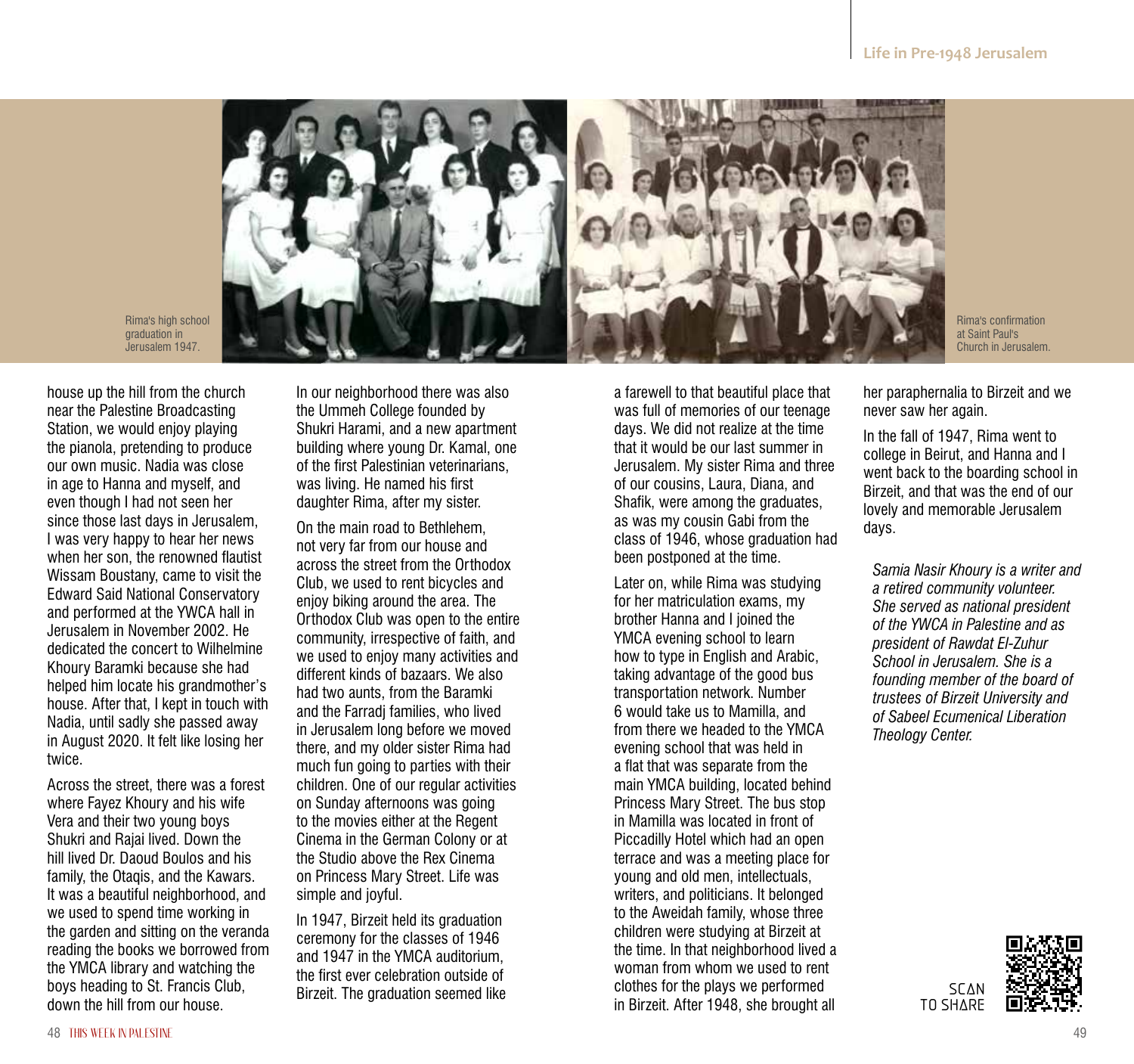Rima's high school graduation in Jerusalem 1947.

Rima's confirmation at Saint Paul's Church in Jerusalem.

house up the hill from the church near the Palestine Broadcasting Station, we would enjoy playing the pianola, pretending to produce our own music. Nadia was close in age to Hanna and myself, and even though I had not seen her since those last days in Jerusalem, I was very happy to hear her news when her son, the renowned flautist Wissam Boustany, came to visit the Edward Said National Conservatory and performed at the YWCA hall in Jerusalem in November 2002. He dedicated the concert to Wilhelmine Khoury Baramki because she had helped him locate his grandmother's house. After that, I kept in touch with Nadia, until sadly she passed away in August 2020. It felt like losing her twice.

Across the street, there was a forest where Fayez Khoury and his wife Vera and their two young boys Shukri and Rajai lived. Down the hill lived Dr. Daoud Boulos and his family, the Otaqis, and the Kawars. It was a beautiful neighborhood, and we used to spend time working in the garden and sitting on the veranda reading the books we borrowed from the YMCA library and watching the boys heading to St. Francis Club, down the hill from our house.

In our neighborhood there was also the Ummeh College founded by Shukri Harami, and a new apartment building where young Dr. Kamal, one of the first Palestinian veterinarians, was living. He named his first daughter Rima, after my sister.

On the main road to Bethlehem, not very far from our house and across the street from the Orthodox Club, we used to rent bicycles and enjoy biking around the area. The Orthodox Club was open to the entire community, irrespective of faith, and we used to enjoy many activities and different kinds of bazaars. We also had two aunts, from the Baramki and the Farradj families, who lived in Jerusalem long before we moved there, and my older sister Rima had much fun going to parties with their children. One of our regular activities on Sunday afternoons was going to the movies either at the Regent Cinema in the German Colony or at the Studio above the Rex Cinema on Princess Mary Street. Life was simple and joyful.

In 1947, Birzeit held its graduation ceremony for the classes of 1946 and 1947 in the YMCA auditorium, the first ever celebration outside of Birzeit. The graduation seemed like a farewell to that beautiful place that was full of memories of our teenage days. We did not realize at the time that it would be our last summer in Jerusalem. My sister Rima and three of our cousins, Laura, Diana, and Shafik, were among the graduates, as was my cousin Gabi from the class of 1946, whose graduation had been postponed at the time.

Later on, while Rima was studying for her matriculation exams, my brother Hanna and I joined the YMCA evening school to learn how to type in English and Arabic, taking advantage of the good bus transportation network. Number 6 would take us to Mamilla, and from there we headed to the YMCA evening school that was held in a flat that was separate from the main YMCA building, located behind Princess Mary Street. The bus stop in Mamilla was located in front of Piccadilly Hotel which had an open terrace and was a meeting place for young and old men, intellectuals, writers, and politicians. It belonged to the Aweidah family, whose three children were studying at Birzeit at the time. In that neighborhood lived a woman from whom we used to rent clothes for the plays we performed in Birzeit. After 1948, she brought all her paraphernalia to Birzeit and we never saw her again.

In the fall of 1947, Rima went to college in Beirut, and Hanna and I went back to the boarding school in Birzeit, and that was the end of our lovely and memorable Jerusalem days.

*Samia Nasir Khoury is a writer and a retired community volunteer. She served as national president of the YWCA in Palestine and as president of Rawdat El-Zuhur School in Jerusalem. She is a founding member of the board of trustees of Birzeit University and of Sabeel Ecumenical Liberation Theology Center.*

SCAN TO SHARE